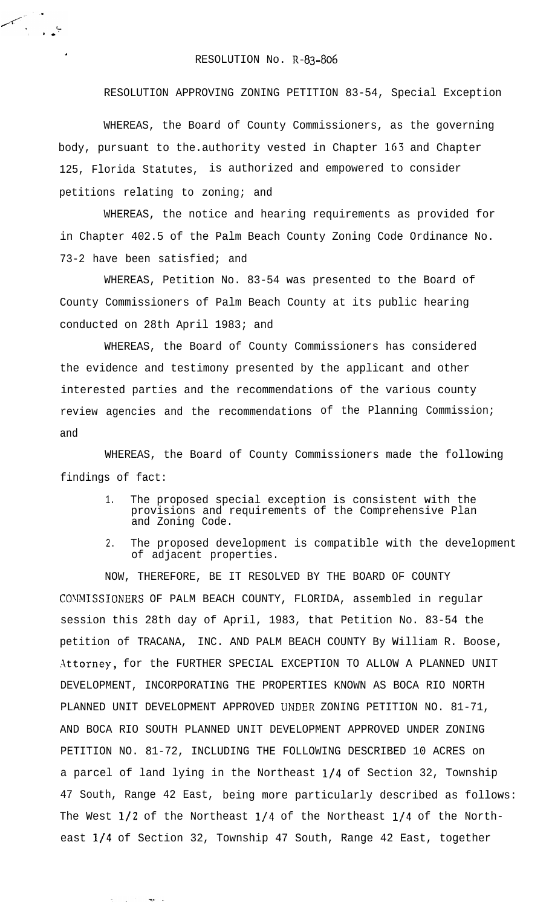# RESOLUTION No. R-83-806

RESOLUTION APPROVING ZONING PETITION 83-54, Special Exception

WHEREAS, the Board of County Commissioners, as the governing body, pursuant to the authority vested in Chapter 163 and Chapter 125, Florida Statutes, is authorized and empowered to consider petitions relating to zoning; and

WHEREAS, the notice and hearing requirements as provided for in Chapter 402.5 of the Palm Beach County Zoning Code Ordinance No. 73-2 have been satisfied; and

WHEREAS, Petition No. 83-54 was presented to the Board of County Commissioners of Palm Beach County at its public hearing conducted on 28th April 1983; and

WHEREAS, the Board of County Commissioners has considered the evidence and testimony presented by the applicant and other interested parties and the recommendations of the various county review agencies and the recommendations of the Planning Commission; and

WHEREAS, the Board of County Commissioners made the following findings of fact:

1. The proposed special exception is consistent with the provisions and requirements of the Comprehensive Plan and Zoning Code.
2. The proposed development is compatible with the development of adjacent properties.

NOW, THEREFORE, BE IT RESOLVED BY THE BOARD OF COUNTY COMMISSIONERS OF PALM BEACH COUNTY, FLORIDA, assembled in regular session this 28th day of April, 1983, that Petition No. 83-54 the petition of TRACANA, INC. AND PALM BEACH COUNTY By William R. Boose, Attorney, for the FURTHER SPECIAL EXCEPTION TO ALLOW A PLANNED UNIT DEVELOPMENT, INCORPORATING THE PROPERTIES KNOWN AS BOCA RIO NORTH PLANNED UNIT DEVELOPMENT APPROVED UNDER ZONING PETITION NO. 81-71, AND BOCA RIO SOUTH PLANNED UNIT DEVELOPMENT APPROVED UNDER ZONING PETITION NO. 81-72, INCLUDING THE FOLLOWING DESCRIBED 10 ACRES on a parcel of land lying in the Northeast 1/4 of Section 32, Township 47 South, Range 42 East, being more particularly described as follows: The West 1/2 of the Northeast 1/4 of the Northeast 1/4 of the Northeast 1/4 of Section 32, Township 47 South, Range 42 East, together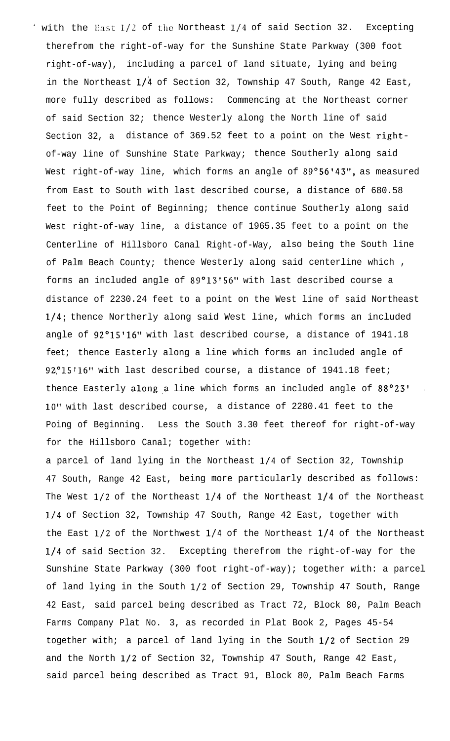with the East 1/2 of the Northeast 1/4 of said Section 32. Excepting therefrom the right-of-way for the Sunshine State Parkway (300 foot right-of-way), including a parcel of land situate, lying and being in the Northeast 1/4 of Section 32, Township 47 South, Range 42 East, more fully described as follows: Commencing at the Northeast corner of said Section 32; thence Westerly along the North line of said Section 32, a distance of 369.52 feet to a point on the West right-of-way line of Sunshine State Parkway; thence Southerly along said West right-of-way line, which forms an angle of 89°56'43", as measured from East to South with last described course, a distance of 680.58 feet to the Point of Beginning; thence continue Southerly along said West right-of-way line, a distance of 1965.35 feet to a point on the Centerline of Hillsboro Canal Right-of-Way, also being the South line of Palm Beach County; thence Westerly along said centerline which , forms an included angle of 89°13'56" with last described course a distance of 2230.24 feet to a point on the West line of said Northeast 1/4; thence Northerly along said West line, which forms an included angle of 92°15'16" with last described course, a distance of 1941.18 feet; thence Easterly along a line which forms an included angle of 92°15'16" with last described course, a distance of 1941.18 feet; thence Easterly along a line which forms an included angle of 88°23' 10" with last described course, a distance of 2280.41 feet to the Poing of Beginning. Less the South 3.30 feet thereof for right-of-way for the Hillsboro Canal; together with:

a parcel of land lying in the Northeast 1/4 of Section 32, Township 47 South, Range 42 East, being more particularly described as follows: The West 1/2 of the Northeast 1/4 of the Northeast 1/4 of the Northeast 1/4 of Section 32, Township 47 South, Range 42 East, together with the East 1/2 of the Northwest 1/4 of the Northeast 1/4 of the Northeast 1/4 of said Section 32. Excepting therefrom the right-of-way for the Sunshine State Parkway (300 foot right-of-way); together with: a parcel of land lying in the South 1/2 of Section 29, Township 47 South, Range 42 East, said parcel being described as Tract 72, Block 80, Palm Beach Farms Company Plat No. 3, as recorded in Plat Book 2, Pages 45-54 together with; a parcel of land lying in the South 1/2 of Section 29 and the North 1/2 of Section 32, Township 47 South, Range 42 East, said parcel being described as Tract 91, Block 80, Palm Beach Farms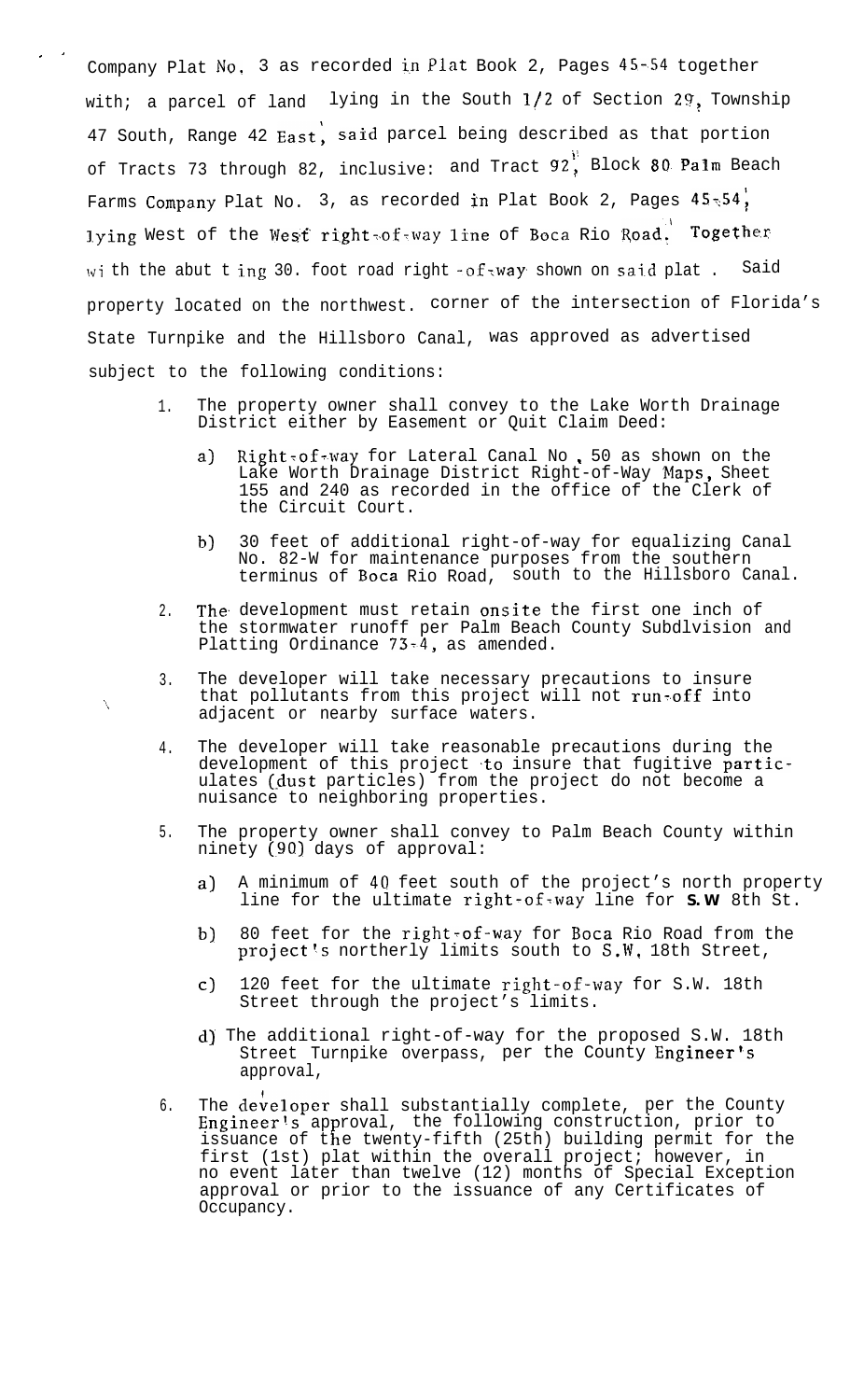Company Plat No. 3 as recorded in Plat Book 2, Pages 45-54 together with; a parcel of land lying in the South 1/2 of Section 29, Township 47 South, Range 42 East, said parcel being described as that portion of Tracts 73 through 82, inclusive: and Tract 92, Block 80 Palm Beach Farms Company Plat No. 3, as recorded in Plat Book 2, Pages 45-54, lying West of the West right-of-way line of Boca Rio Road. Together with the abutting 30. foot road right-of-way shown on said plat. Said property located on the northwest. corner of the intersection of Florida's State Turnpike and the Hillsboro Canal, was approved as advertised subject to the following conditions:

1. The property owner shall convey to the Lake Worth Drainage District either by Easement or Quit Claim Deed:

   a) Right-of-way for Lateral Canal No. 50 as shown on the Lake Worth Drainage District Right-of-Way Maps, Sheet 155 and 240 as recorded in the office of the Clerk of the Circuit Court.

   b) 30 feet of additional right-of-way for equalizing Canal No. 82-W for maintenance purposes from the southern terminus of Boca Rio Road, south to the Hillsboro Canal.

2. The development must retain onsite the first one inch of the stormwater runoff per Palm Beach County Subdlvision and Platting Ordinance 73-4, as amended.

3. The developer will take necessary precautions to insure that pollutants from this project will not run-off into adjacent or nearby surface waters.

4. The developer will take reasonable precautions during the development of this project to insure that fugitive particulates (dust particles) from the project do not become a nuisance to neighboring properties.

5. The property owner shall convey to Palm Beach County within ninety (90) days of approval:

   a) A minimum of 40 feet south of the project's north property line for the ultimate right-of-way line for **S.W** 8th St.

   b) 80 feet for the right-of-way for Boca Rio Road from the project's northerly limits south to S.W. 18th Street,

   c) 120 feet for the ultimate right-of-way for S.W. 18th Street through the project's limits.

   d) The additional right-of-way for the proposed S.W. 18th Street Turnpike overpass, per the County Engineer's approval,

6. The developer shall substantially complete, per the County Engineer's approval, the following construction, prior to issuance of the twenty-fifth (25th) building permit for the first (1st) plat within the overall project; however, in no event later than twelve (12) months of Special Exception approval or prior to the issuance of any Certificates of Occupancy.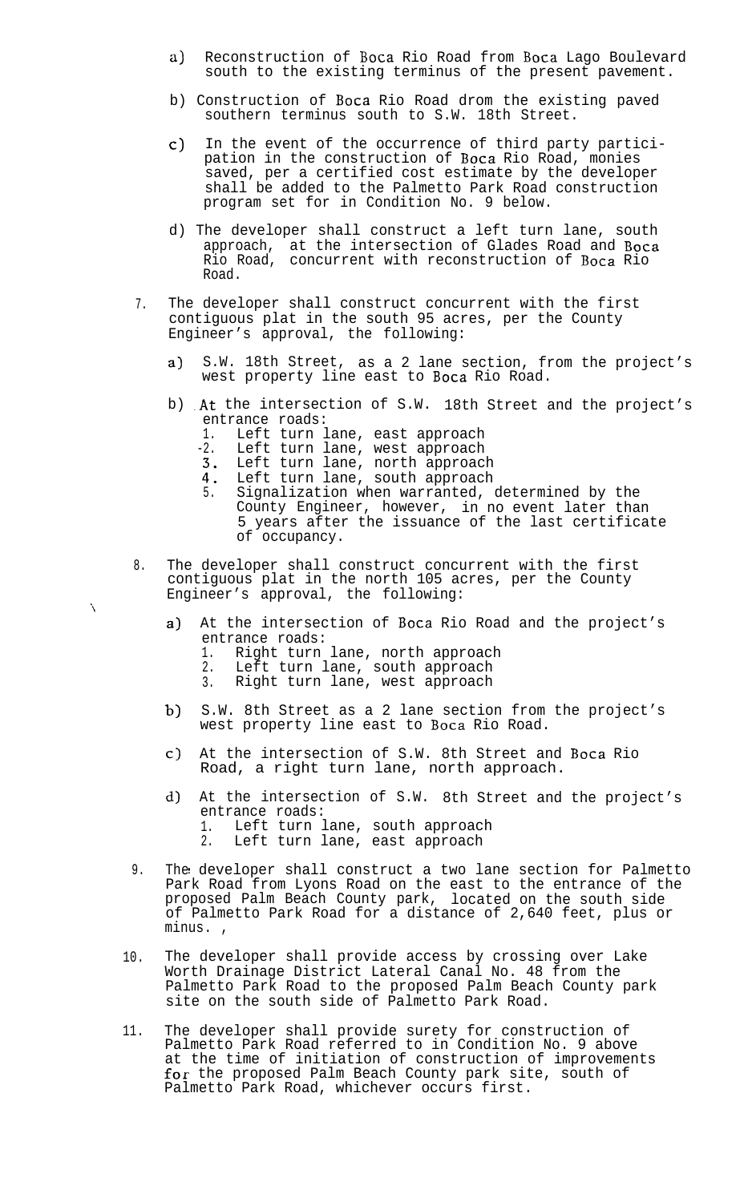a) Reconstruction of Boca Rio Road from Boca Lago Boulevard south to the existing terminus of the present pavement.

b) Construction of Boca Rio Road drom the existing paved southern terminus south to S.W. 18th Street.

c) In the event of the occurrence of third party participation in the construction of Boca Rio Road, monies saved, per a certified cost estimate by the developer shall be added to the Palmetto Park Road construction program set for in Condition No. 9 below.

d) The developer shall construct a left turn lane, south approach, at the intersection of Glades Road and Boca Rio Road, concurrent with reconstruction of Boca Rio Road.

7. The developer shall construct concurrent with the first contiguous plat in the south 95 acres, per the County Engineer's approval, the following:

   a) S.W. 18th Street, as a 2 lane section, from the project's west property line east to Boca Rio Road.

   b) At the intersection of S.W. 18th Street and the project's entrance roads:
      1. Left turn lane, east approach
      2. Left turn lane, west approach
      3. Left turn lane, north approach
      4. Left turn lane, south approach
      5. Signalization when warranted, determined by the County Engineer, however, in no event later than 5 years after the issuance of the last certificate of occupancy.

8. The developer shall construct concurrent with the first contiguous plat in the north 105 acres, per the County Engineer's approval, the following:

   a) At the intersection of Boca Rio Road and the project's entrance roads:
      1. Right turn lane, north approach
      2. Left turn lane, south approach
      3. Right turn lane, west approach

   b) S.W. 8th Street as a 2 lane section from the project's west property line east to Boca Rio Road.

   c) At the intersection of S.W. 8th Street and Boca Rio Road, a right turn lane, north approach.

   d) At the intersection of S.W. 8th Street and the project's entrance roads:
      1. Left turn lane, south approach
      2. Left turn lane, east approach

9. The developer shall construct a two lane section for Palmetto Park Road from Lyons Road on the east to the entrance of the proposed Palm Beach County park, located on the south side of Palmetto Park Road for a distance of 2,640 feet, plus or minus.

10. The developer shall provide access by crossing over Lake Worth Drainage District Lateral Canal No. 48 from the Palmetto Park Road to the proposed Palm Beach County park site on the south side of Palmetto Park Road.

11. The developer shall provide surety for construction of Palmetto Park Road referred to in Condition No. 9 above at the time of initiation of construction of improvements for the proposed Palm Beach County park site, south of Palmetto Park Road, whichever occurs first.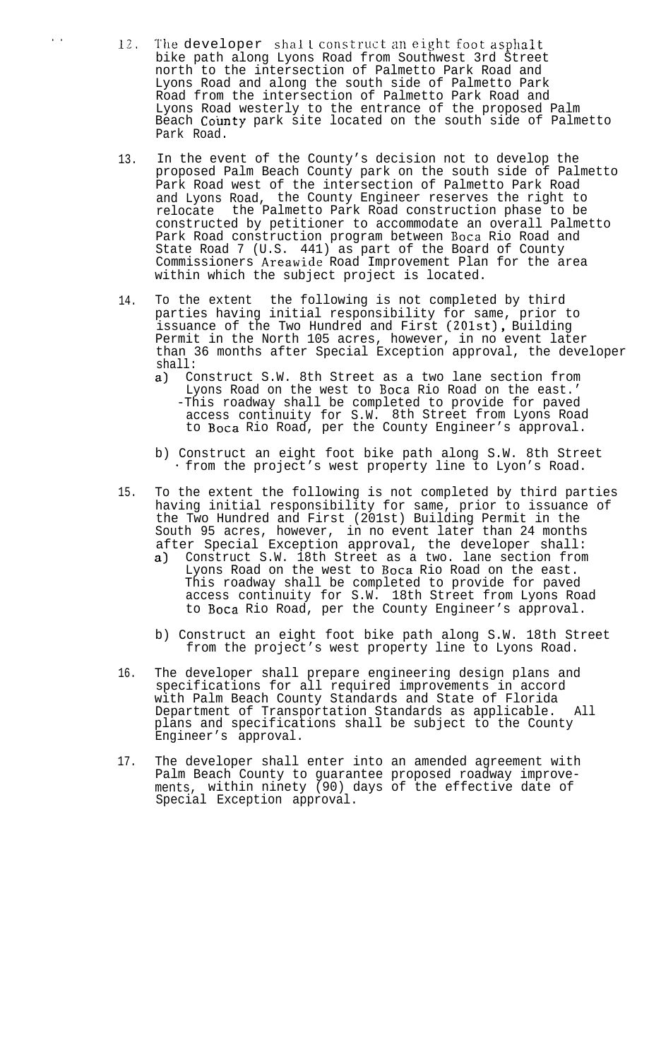12. The developer shall construct an eight foot asphalt bike path along Lyons Road from Southwest 3rd Street north to the intersection of Palmetto Park Road and Lyons Road and along the south side of Palmetto Park Road from the intersection of Palmetto Park Road and Lyons Road westerly to the entrance of the proposed Palm Beach County park site located on the south side of Palmetto Park Road.

13. In the event of the County's decision not to develop the proposed Palm Beach County park on the south side of Palmetto Park Road west of the intersection of Palmetto Park Road and Lyons Road, the County Engineer reserves the right to relocate the Palmetto Park Road construction phase to be constructed by petitioner to accommodate an overall Palmetto Park Road construction program between Boca Rio Road and State Road 7 (U.S. 441) as part of the Board of County Commissioners Areawide Road Improvement Plan for the area within which the subject project is located.

14. To the extent the following is not completed by third parties having initial responsibility for same, prior to issuance of the Two Hundred and First (201st), Building Permit in the North 105 acres, however, in no event later than 36 months after Special Exception approval, the developer shall:
    a) Construct S.W. 8th Street as a two lane section from Lyons Road on the west to Boca Rio Road on the east.' -This roadway shall be completed to provide for paved access continuity for S.W. 8th Street from Lyons Road to Boca Rio Road, per the County Engineer's approval.

    b) Construct an eight foot bike path along S.W. 8th Street from the project's west property line to Lyon's Road.

15. To the extent the following is not completed by third parties having initial responsibility for same, prior to issuance of the Two Hundred and First (201st) Building Permit in the South 95 acres, however, in no event later than 24 months after Special Exception approval, the developer shall:
    a) Construct S.W. 18th Street as a two. lane section from Lyons Road on the west to Boca Rio Road on the east. This roadway shall be completed to provide for paved access continuity for S.W. 18th Street from Lyons Road to Boca Rio Road, per the County Engineer's approval.

    b) Construct an eight foot bike path along S.W. 18th Street from the project's west property line to Lyons Road.

16. The developer shall prepare engineering design plans and specifications for all required improvements in accord with Palm Beach County Standards and State of Florida Department of Transportation Standards as applicable. All plans and specifications shall be subject to the County Engineer's approval.

17. The developer shall enter into an amended agreement with Palm Beach County to guarantee proposed roadway improvements, within ninety (90) days of the effective date of Special Exception approval.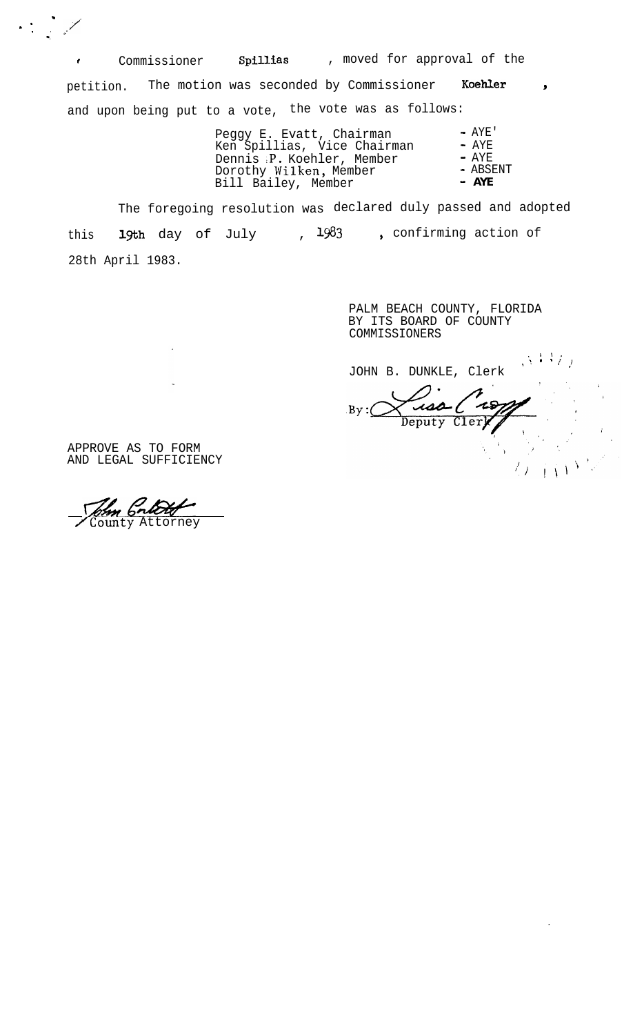Commissioner Spillias, moved for approval of the petition. The motion was seconded by Commissioner Koehler, and upon being put to a vote, the vote was as follows:

| | |
|---|---|
| Peggy E. Evatt, Chairman | - AYE' |
| Ken Spillias, Vice Chairman | - AYE |
| Dennis P. Koehler, Member | - AYE |
| Dorothy Wilken, Member | - ABSENT |
| Bill Bailey, Member | - AYE |

The foregoing resolution was declared duly passed and adopted this 19th day of July, 1983, confirming action of 28th April 1983.

PALM BEACH COUNTY, FLORIDA
BY ITS BOARD OF COUNTY
COMMISSIONERS

JOHN B. DUNKLE, Clerk

By: Deputy Clerk

APPROVE AS TO FORM
AND LEGAL SUFFICIENCY

County Attorney